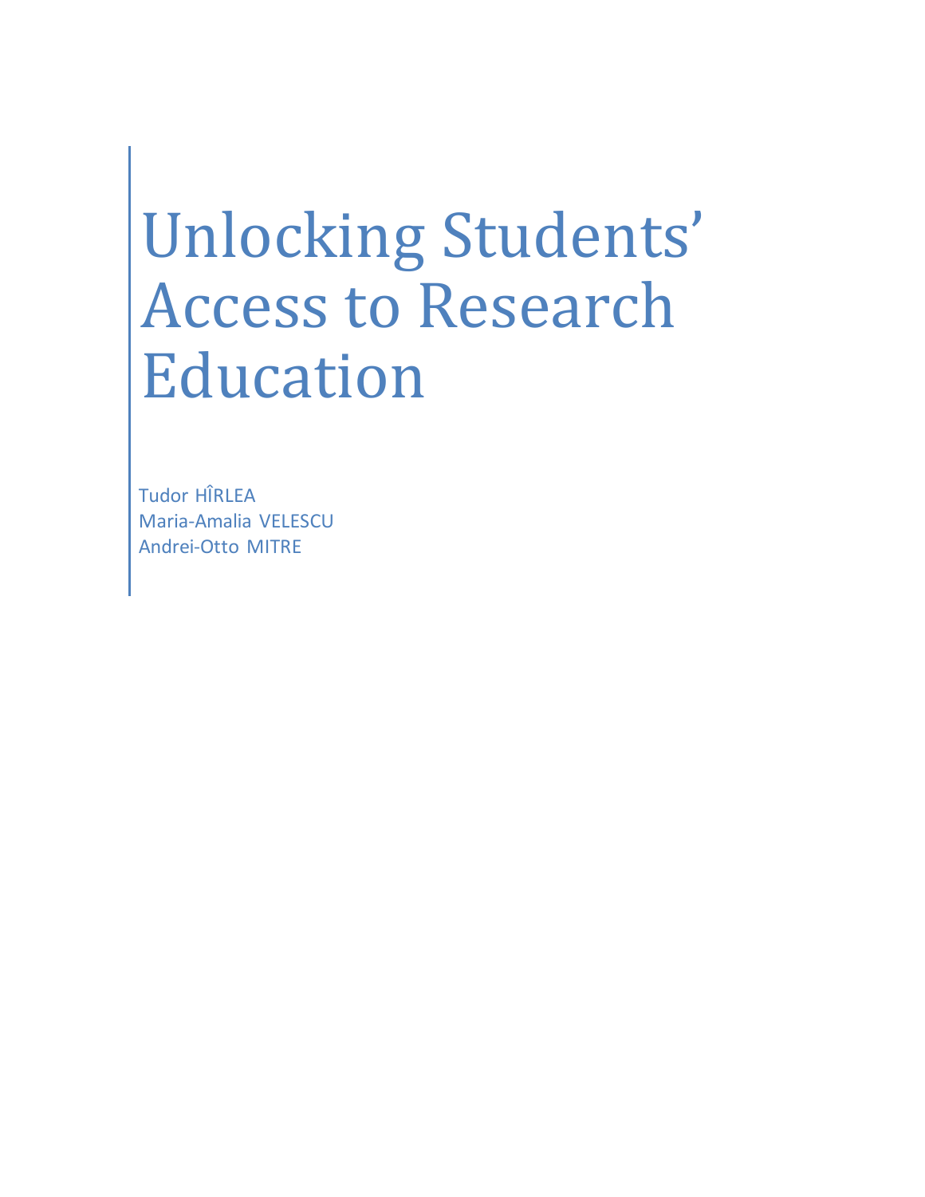# Unlocking Students' Access to Research Education

Tudor HÎRLEA
Maria-Amalia VELESCU
Andrei-Otto MITRE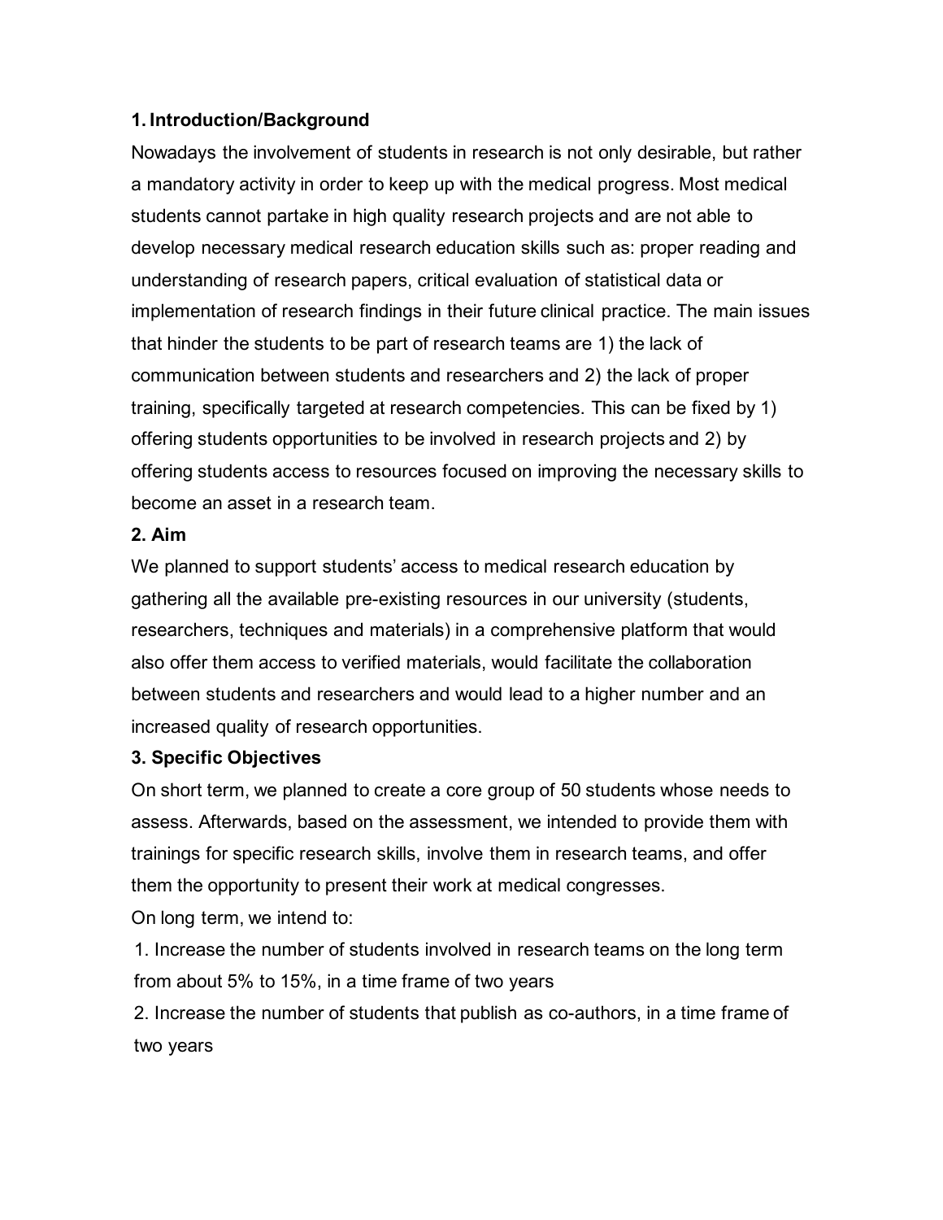## 1. Introduction/Background

Nowadays the involvement of students in research is not only desirable, but rather a mandatory activity in order to keep up with the medical progress. Most medical students cannot partake in high quality research projects and are not able to develop necessary medical research education skills such as: proper reading and understanding of research papers, critical evaluation of statistical data or implementation of research findings in their future clinical practice. The main issues that hinder the students to be part of research teams are 1) the lack of communication between students and researchers and 2) the lack of proper training, specifically targeted at research competencies. This can be fixed by 1) offering students opportunities to be involved in research projects and 2) by offering students access to resources focused on improving the necessary skills to become an asset in a research team.

## 2. Aim

We planned to support students' access to medical research education by gathering all the available pre-existing resources in our university (students, researchers, techniques and materials) in a comprehensive platform that would also offer them access to verified materials, would facilitate the collaboration between students and researchers and would lead to a higher number and an increased quality of research opportunities.

## 3. Specific Objectives

On short term, we planned to create a core group of 50 students whose needs to assess. Afterwards, based on the assessment, we intended to provide them with trainings for specific research skills, involve them in research teams, and offer them the opportunity to present their work at medical congresses.

On long term, we intend to:

1. Increase the number of students involved in research teams on the long term from about 5% to 15%, in a time frame of two years
2. Increase the number of students that publish as co-authors, in a time frame of two years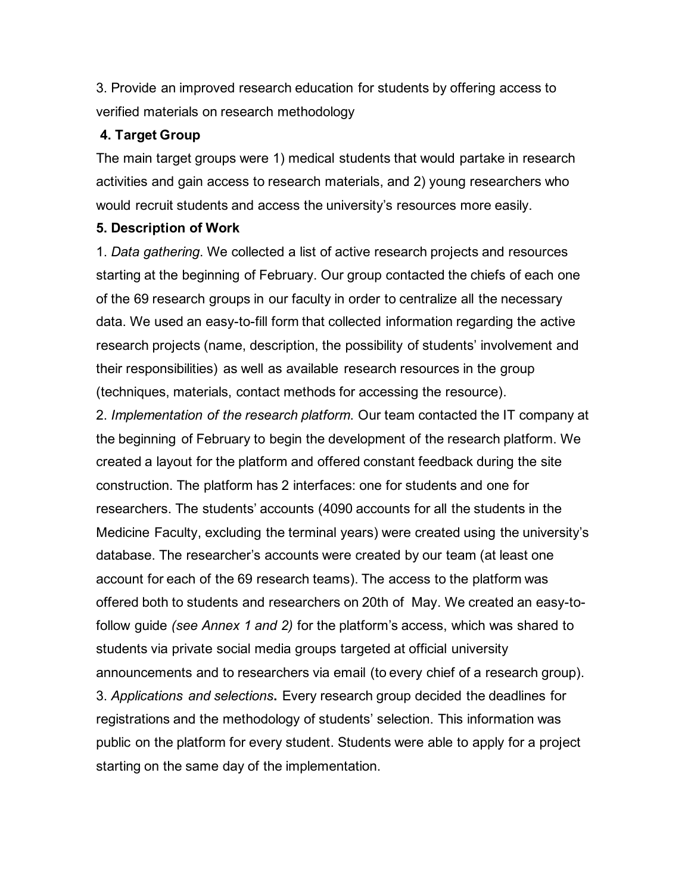3. Provide an improved research education for students by offering access to verified materials on research methodology

## 4. Target Group

The main target groups were 1) medical students that would partake in research activities and gain access to research materials, and 2) young researchers who would recruit students and access the university's resources more easily.

## 5. Description of Work

1. *Data gathering*. We collected a list of active research projects and resources starting at the beginning of February. Our group contacted the chiefs of each one of the 69 research groups in our faculty in order to centralize all the necessary data. We used an easy-to-fill form that collected information regarding the active research projects (name, description, the possibility of students' involvement and their responsibilities) as well as available research resources in the group (techniques, materials, contact methods for accessing the resource).

2. *Implementation of the research platform*. Our team contacted the IT company at the beginning of February to begin the development of the research platform. We created a layout for the platform and offered constant feedback during the site construction. The platform has 2 interfaces: one for students and one for researchers. The students' accounts (4090 accounts for all the students in the Medicine Faculty, excluding the terminal years) were created using the university's database. The researcher's accounts were created by our team (at least one account for each of the 69 research teams). The access to the platform was offered both to students and researchers on 20th of May. We created an easy-to-follow guide *(see Annex 1 and 2)* for the platform's access, which was shared to students via private social media groups targeted at official university announcements and to researchers via email (to every chief of a research group).

3. *Applications and selections*. Every research group decided the deadlines for registrations and the methodology of students' selection. This information was public on the platform for every student. Students were able to apply for a project starting on the same day of the implementation.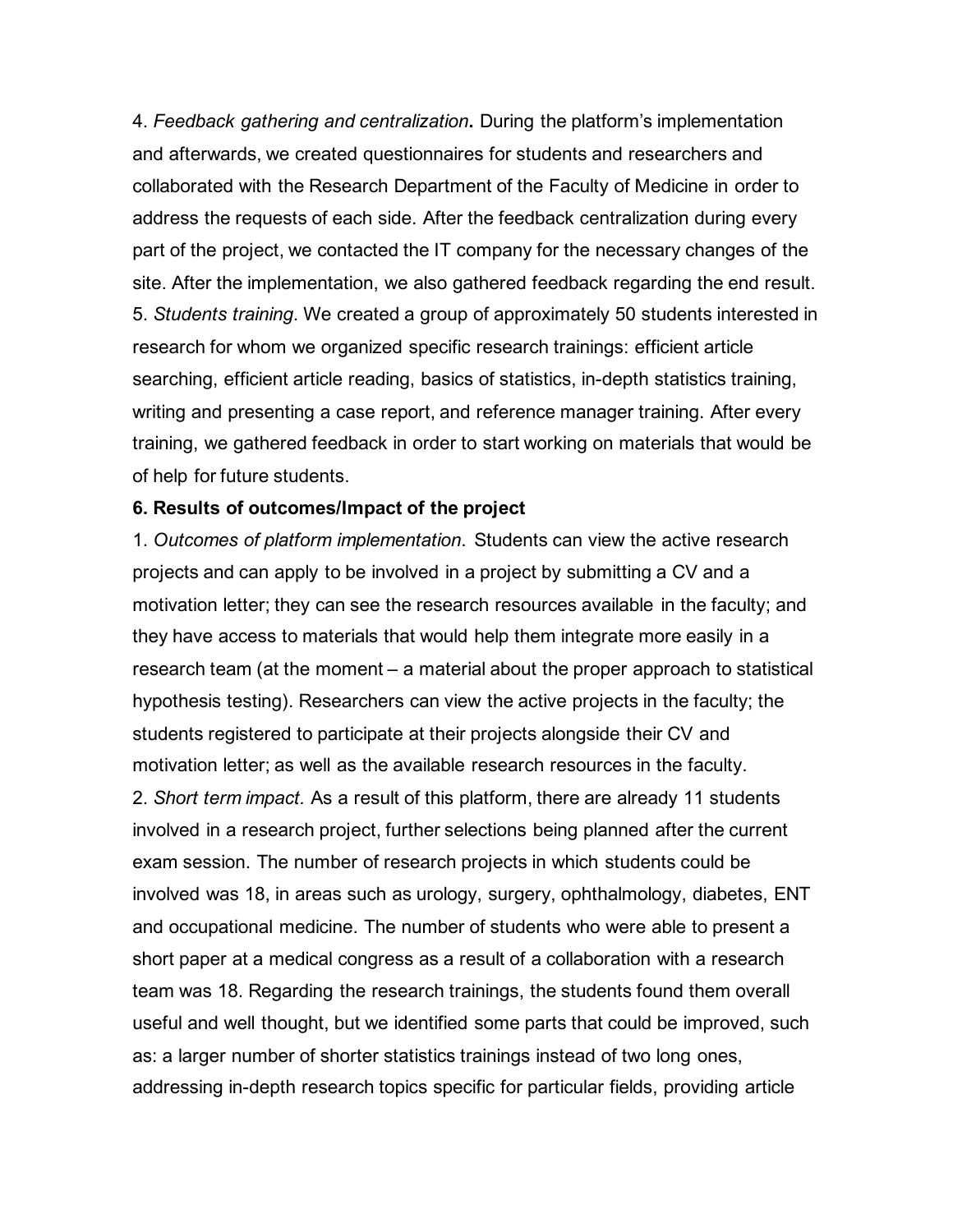4. *Feedback gathering and centralization***.** During the platform's implementation and afterwards, we created questionnaires for students and researchers and collaborated with the Research Department of the Faculty of Medicine in order to address the requests of each side. After the feedback centralization during every part of the project, we contacted the IT company for the necessary changes of the site. After the implementation, we also gathered feedback regarding the end result.

5. *Students training*. We created a group of approximately 50 students interested in research for whom we organized specific research trainings: efficient article searching, efficient article reading, basics of statistics, in-depth statistics training, writing and presenting a case report, and reference manager training. After every training, we gathered feedback in order to start working on materials that would be of help for future students.

**6. Results of outcomes/Impact of the project**

1. *Outcomes of platform implementation*. Students can view the active research projects and can apply to be involved in a project by submitting a CV and a motivation letter; they can see the research resources available in the faculty; and they have access to materials that would help them integrate more easily in a research team (at the moment – a material about the proper approach to statistical hypothesis testing). Researchers can view the active projects in the faculty; the students registered to participate at their projects alongside their CV and motivation letter; as well as the available research resources in the faculty.

2. *Short term impact.* As a result of this platform, there are already 11 students involved in a research project, further selections being planned after the current exam session. The number of research projects in which students could be involved was 18, in areas such as urology, surgery, ophthalmology, diabetes, ENT and occupational medicine. The number of students who were able to present a short paper at a medical congress as a result of a collaboration with a research team was 18. Regarding the research trainings, the students found them overall useful and well thought, but we identified some parts that could be improved, such as: a larger number of shorter statistics trainings instead of two long ones, addressing in-depth research topics specific for particular fields, providing article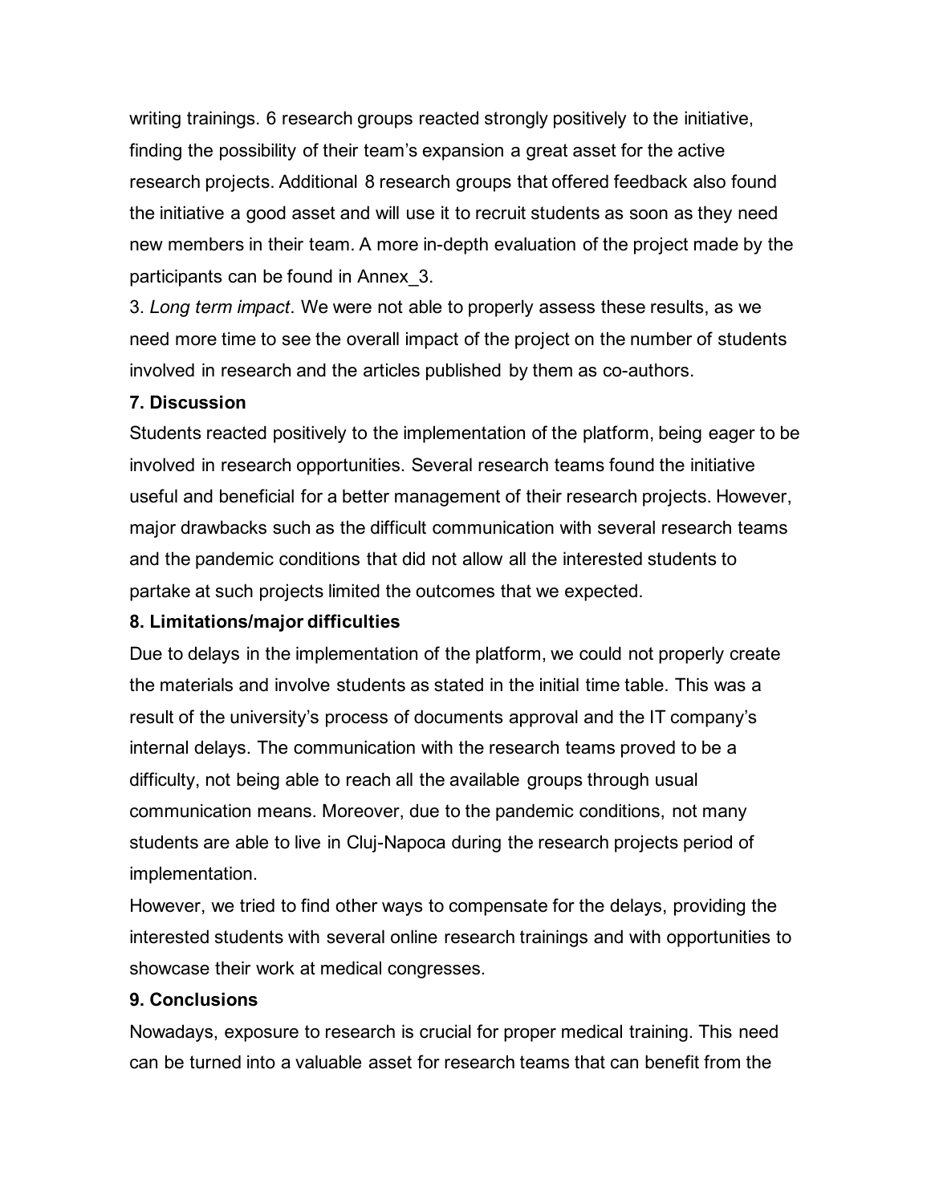writing trainings. 6 research groups reacted strongly positively to the initiative, finding the possibility of their team's expansion a great asset for the active research projects. Additional 8 research groups that offered feedback also found the initiative a good asset and will use it to recruit students as soon as they need new members in their team. A more in-depth evaluation of the project made by the participants can be found in Annex_3.

3. *Long term impact*. We were not able to properly assess these results, as we need more time to see the overall impact of the project on the number of students involved in research and the articles published by them as co-authors.

**7. Discussion**

Students reacted positively to the implementation of the platform, being eager to be involved in research opportunities. Several research teams found the initiative useful and beneficial for a better management of their research projects. However, major drawbacks such as the difficult communication with several research teams and the pandemic conditions that did not allow all the interested students to partake at such projects limited the outcomes that we expected.

**8. Limitations/major difficulties**

Due to delays in the implementation of the platform, we could not properly create the materials and involve students as stated in the initial time table. This was a result of the university's process of documents approval and the IT company's internal delays. The communication with the research teams proved to be a difficulty, not being able to reach all the available groups through usual communication means. Moreover, due to the pandemic conditions, not many students are able to live in Cluj-Napoca during the research projects period of implementation.

However, we tried to find other ways to compensate for the delays, providing the interested students with several online research trainings and with opportunities to showcase their work at medical congresses.

**9. Conclusions**

Nowadays, exposure to research is crucial for proper medical training. This need can be turned into a valuable asset for research teams that can benefit from the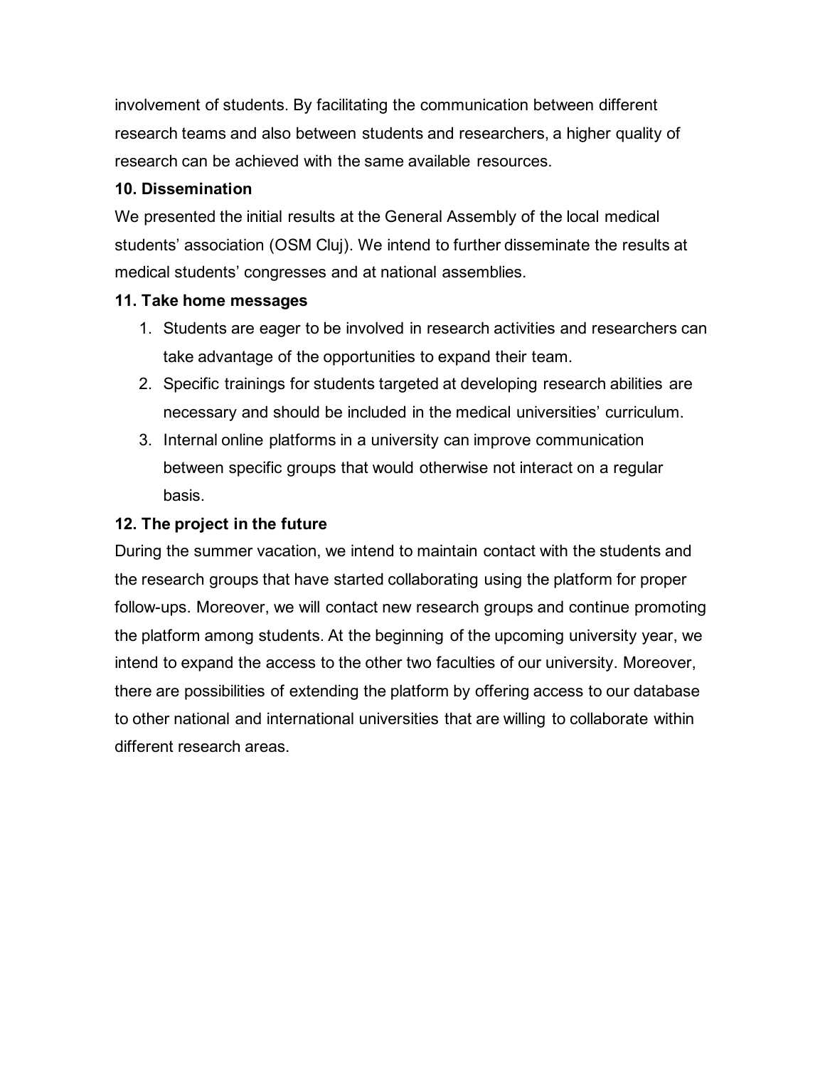involvement of students. By facilitating the communication between different research teams and also between students and researchers, a higher quality of research can be achieved with the same available resources.

**10. Dissemination**

We presented the initial results at the General Assembly of the local medical students' association (OSM Cluj). We intend to further disseminate the results at medical students' congresses and at national assemblies.

**11. Take home messages**

1. Students are eager to be involved in research activities and researchers can take advantage of the opportunities to expand their team.
2. Specific trainings for students targeted at developing research abilities are necessary and should be included in the medical universities' curriculum.
3. Internal online platforms in a university can improve communication between specific groups that would otherwise not interact on a regular basis.

**12. The project in the future**

During the summer vacation, we intend to maintain contact with the students and the research groups that have started collaborating using the platform for proper follow-ups. Moreover, we will contact new research groups and continue promoting the platform among students. At the beginning of the upcoming university year, we intend to expand the access to the other two faculties of our university. Moreover, there are possibilities of extending the platform by offering access to our database to other national and international universities that are willing to collaborate within different research areas.